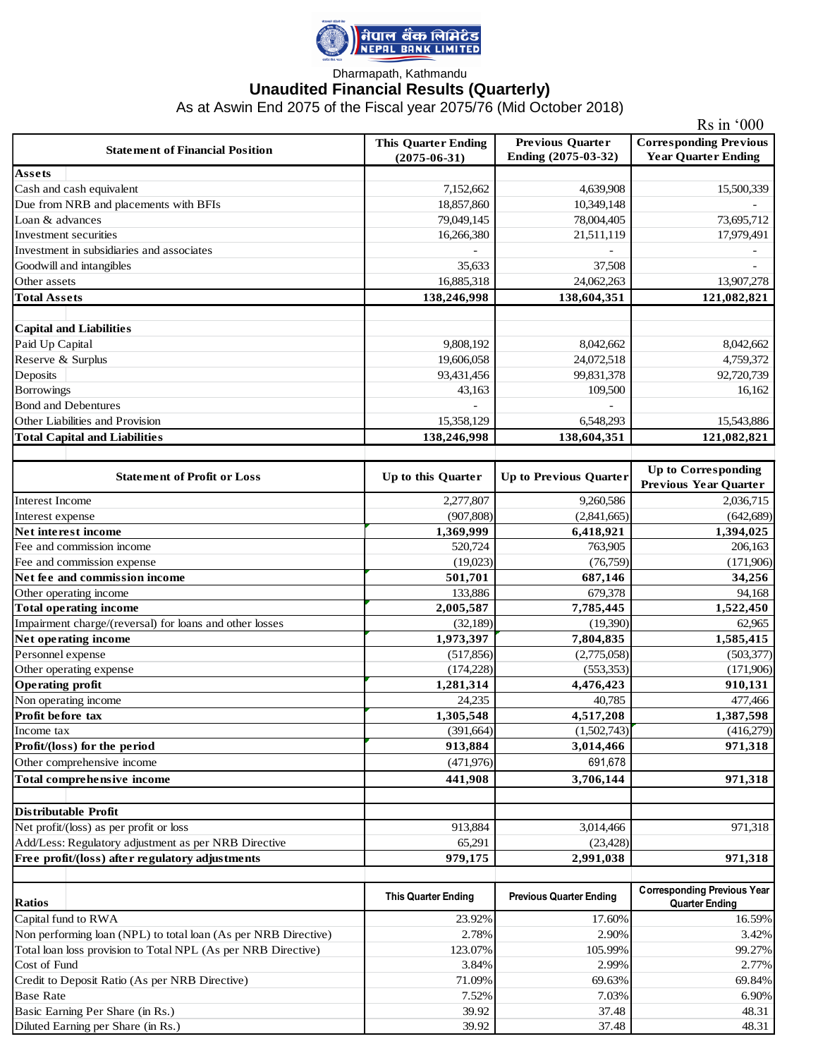# नेपाल बैंक लिमिटेड
# NEPAL BANK LIMITED

Dharmapath, Kathmandu

## Unaudited Financial Results (Quarterly)

As at Aswin End 2075 of the Fiscal year 2075/76 (Mid October 2018)

Rs in '000

| Statement of Financial Position | This Quarter Ending (2075-06-31) | Previous Quarter Ending (2075-03-32) | Corresponding Previous Year Quarter Ending |
|---|---|---|---|
| **Assets** | | | |
| Cash and cash equivalent | 7,152,662 | 4,639,908 | 15,500,339 |
| Due from NRB and placements with BFIs | 18,857,860 | 10,349,148 | - |
| Loan & advances | 79,049,145 | 78,004,405 | 73,695,712 |
| Investment securities | 16,266,380 | 21,511,119 | 17,979,491 |
| Investment in subsidiaries and associates | - | - | - |
| Goodwill and intangibles | 35,633 | 37,508 | - |
| Other assets | 16,885,318 | 24,062,263 | 13,907,278 |
| **Total Assets** | **138,246,998** | **138,604,351** | **121,082,821** |
| | | | |
| **Capital and Liabilities** | | | |
| Paid Up Capital | 9,808,192 | 8,042,662 | 8,042,662 |
| Reserve & Surplus | 19,606,058 | 24,072,518 | 4,759,372 |
| Deposits | 93,431,456 | 99,831,378 | 92,720,739 |
| Borrowings | 43,163 | 109,500 | 16,162 |
| Bond and Debentures | - | - | |
| Other Liabilities and Provision | 15,358,129 | 6,548,293 | 15,543,886 |
| **Total Capital and Liabilities** | **138,246,998** | **138,604,351** | **121,082,821** |

| Statement of Profit or Loss | Up to this Quarter | Up to Previous Quarter | Up to Corresponding Previous Year Quarter |
|---|---|---|---|
| Interest Income | 2,277,807 | 9,260,586 | 2,036,715 |
| Interest expense | (907,808) | (2,841,665) | (642,689) |
| **Net interest income** | **1,369,999** | **6,418,921** | **1,394,025** |
| Fee and commission income | 520,724 | 763,905 | 206,163 |
| Fee and commission expense | (19,023) | (76,759) | (171,906) |
| **Net fee and commission income** | **501,701** | **687,146** | **34,256** |
| Other operating income | 133,886 | 679,378 | 94,168 |
| **Total operating income** | **2,005,587** | **7,785,445** | **1,522,450** |
| Impairment charge/(reversal) for loans and other losses | (32,189) | (19,390) | 62,965 |
| **Net operating income** | **1,973,397** | **7,804,835** | **1,585,415** |
| Personnel expense | (517,856) | (2,775,058) | (503,377) |
| Other operating expense | (174,228) | (553,353) | (171,906) |
| **Operating profit** | **1,281,314** | **4,476,423** | **910,131** |
| Non operating income | 24,235 | 40,785 | 477,466 |
| **Profit before tax** | **1,305,548** | **4,517,208** | **1,387,598** |
| Income tax | (391,664) | (1,502,743) | (416,279) |
| **Profit/(loss) for the period** | **913,884** | **3,014,466** | **971,318** |
| Other comprehensive income | (471,976) | 691,678 | |
| **Total comprehensive income** | **441,908** | **3,706,144** | **971,318** |
| | | | |
| **Distributable Profit** | | | |
| Net profit/(loss) as per profit or loss | 913,884 | 3,014,466 | 971,318 |
| Add/Less: Regulatory adjustment as per NRB Directive | 65,291 | (23,428) | |
| **Free profit/(loss) after regulatory adjustments** | **979,175** | **2,991,038** | **971,318** |

| Ratios | This Quarter Ending | Previous Quarter Ending | Corresponding Previous Year Quarter Ending |
|---|---|---|---|
| Capital fund to RWA | 23.92% | 17.60% | 16.59% |
| Non performing loan (NPL) to total loan (As per NRB Directive) | 2.78% | 2.90% | 3.42% |
| Total loan loss provision to Total NPL (As per NRB Directive) | 123.07% | 105.99% | 99.27% |
| Cost of Fund | 3.84% | 2.99% | 2.77% |
| Credit to Deposit Ratio (As per NRB Directive) | 71.09% | 69.63% | 69.84% |
| Base Rate | 7.52% | 7.03% | 6.90% |
| Basic Earning Per Share (in Rs.) | 39.92 | 37.48 | 48.31 |
| Diluted Earning per Share (in Rs.) | 39.92 | 37.48 | 48.31 |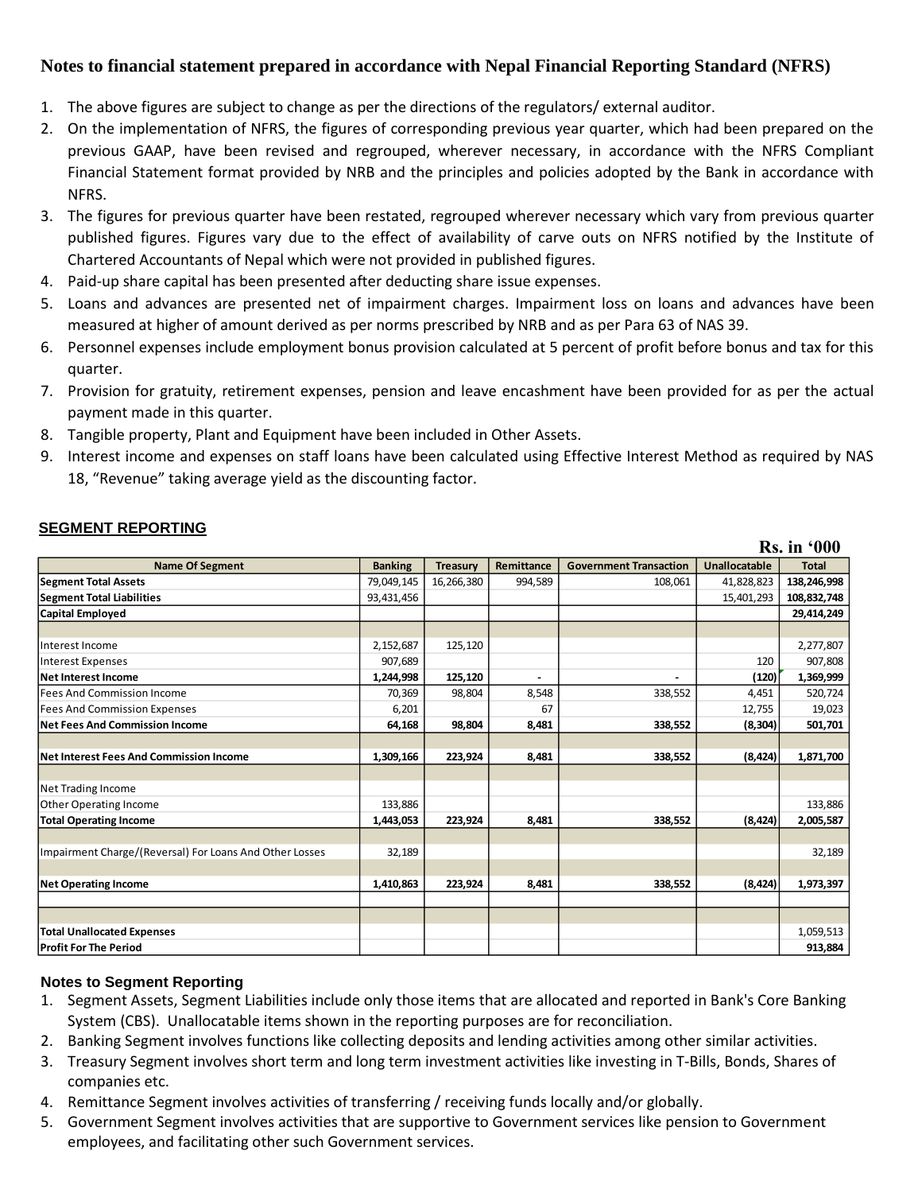## Notes to financial statement prepared in accordance with Nepal Financial Reporting Standard (NFRS)

1. The above figures are subject to change as per the directions of the regulators/ external auditor.
2. On the implementation of NFRS, the figures of corresponding previous year quarter, which had been prepared on the previous GAAP, have been revised and regrouped, wherever necessary, in accordance with the NFRS Compliant Financial Statement format provided by NRB and the principles and policies adopted by the Bank in accordance with NFRS.
3. The figures for previous quarter have been restated, regrouped wherever necessary which vary from previous quarter published figures. Figures vary due to the effect of availability of carve outs on NFRS notified by the Institute of Chartered Accountants of Nepal which were not provided in published figures.
4. Paid-up share capital has been presented after deducting share issue expenses.
5. Loans and advances are presented net of impairment charges. Impairment loss on loans and advances have been measured at higher of amount derived as per norms prescribed by NRB and as per Para 63 of NAS 39.
6. Personnel expenses include employment bonus provision calculated at 5 percent of profit before bonus and tax for this quarter.
7. Provision for gratuity, retirement expenses, pension and leave encashment have been provided for as per the actual payment made in this quarter.
8. Tangible property, Plant and Equipment have been included in Other Assets.
9. Interest income and expenses on staff loans have been calculated using Effective Interest Method as required by NAS 18, "Revenue" taking average yield as the discounting factor.

### SEGMENT REPORTING

**Rs. in '000**

| Name Of Segment | Banking | Treasury | Remittance | Government Transaction | Unallocatable | Total |
|---|---|---|---|---|---|---|
| **Segment Total Assets** | 79,049,145 | 16,266,380 | 994,589 | 108,061 | 41,828,823 | **138,246,998** |
| **Segment Total Liabilities** | 93,431,456 | | | | 15,401,293 | **108,832,748** |
| **Capital Employed** | | | | | | **29,414,249** |
| | | | | | | |
| Interest Income | 2,152,687 | 125,120 | | | | 2,277,807 |
| Interest Expenses | 907,689 | | | | 120 | 907,808 |
| **Net Interest Income** | **1,244,998** | **125,120** | **-** | **-** | **(120)** | **1,369,999** |
| Fees And Commission Income | 70,369 | 98,804 | 8,548 | 338,552 | 4,451 | 520,724 |
| Fees And Commission Expenses | 6,201 | | 67 | | 12,755 | 19,023 |
| **Net Fees And Commission Income** | **64,168** | **98,804** | **8,481** | **338,552** | **(8,304)** | **501,701** |
| | | | | | | |
| **Net Interest Fees And Commission Income** | **1,309,166** | **223,924** | **8,481** | **338,552** | **(8,424)** | **1,871,700** |
| | | | | | | |
| Net Trading Income | | | | | | |
| Other Operating Income | 133,886 | | | | | 133,886 |
| **Total Operating Income** | **1,443,053** | **223,924** | **8,481** | **338,552** | **(8,424)** | **2,005,587** |
| | | | | | | |
| Impairment Charge/(Reversal) For Loans And Other Losses | 32,189 | | | | | 32,189 |
| | | | | | | |
| **Net Operating Income** | **1,410,863** | **223,924** | **8,481** | **338,552** | **(8,424)** | **1,973,397** |
| | | | | | | |
| | | | | | | |
| **Total Unallocated Expenses** | | | | | | 1,059,513 |
| **Profit For The Period** | | | | | | **913,884** |

### Notes to Segment Reporting

1. Segment Assets, Segment Liabilities include only those items that are allocated and reported in Bank's Core Banking System (CBS). Unallocatable items shown in the reporting purposes are for reconciliation.
2. Banking Segment involves functions like collecting deposits and lending activities among other similar activities.
3. Treasury Segment involves short term and long term investment activities like investing in T-Bills, Bonds, Shares of companies etc.
4. Remittance Segment involves activities of transferring / receiving funds locally and/or globally.
5. Government Segment involves activities that are supportive to Government services like pension to Government employees, and facilitating other such Government services.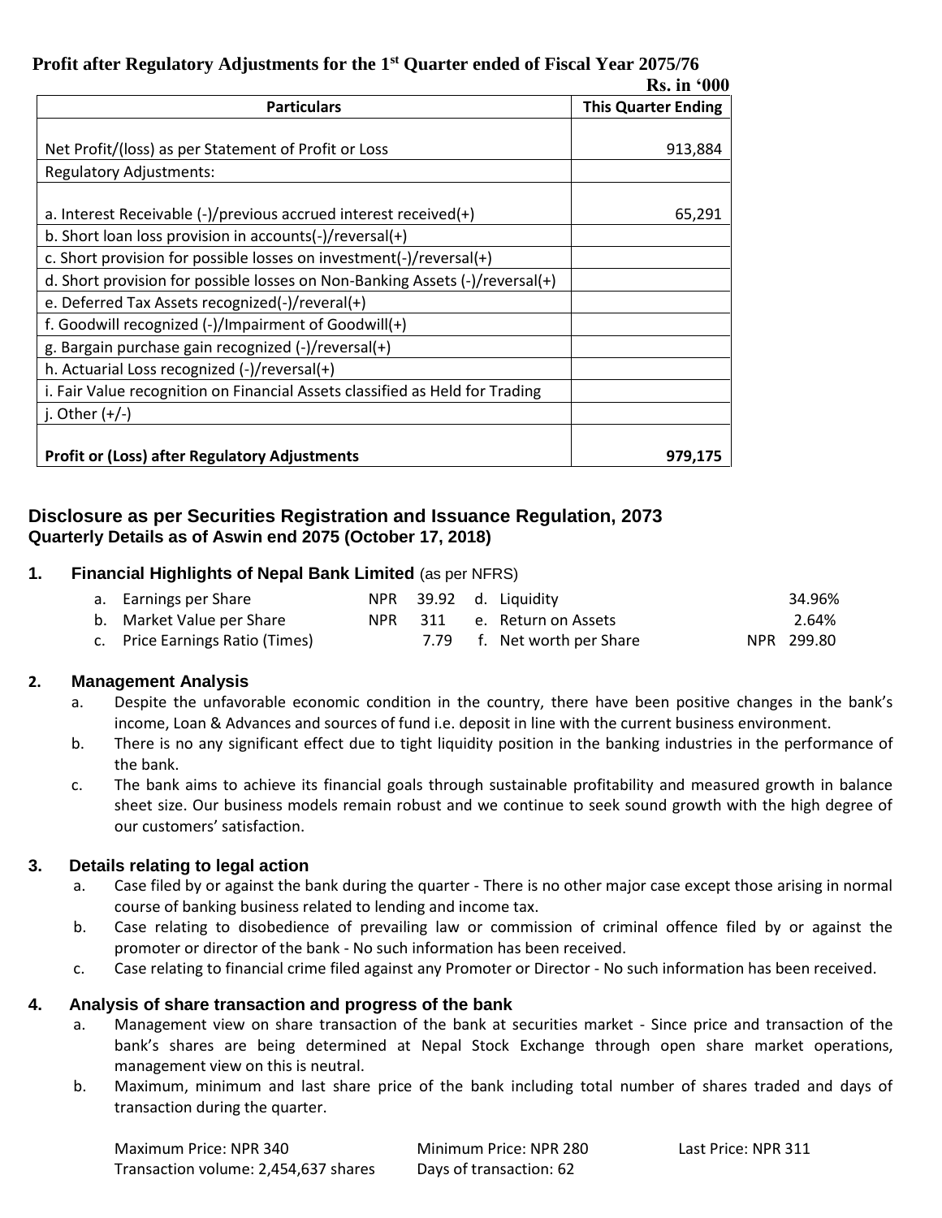## Profit after Regulatory Adjustments for the 1st Quarter ended of Fiscal Year 2075/76

**Rs. in '000**

| Particulars | This Quarter Ending |
|---|---|
| Net Profit/(loss) as per Statement of Profit or Loss | 913,884 |
| Regulatory Adjustments: | |
| a. Interest Receivable (-)/previous accrued interest received(+) | 65,291 |
| b. Short loan loss provision in accounts(-)/reversal(+) | |
| c. Short provision for possible losses on investment(-)/reversal(+) | |
| d. Short provision for possible losses on Non-Banking Assets (-)/reversal(+) | |
| e. Deferred Tax Assets recognized(-)/reveral(+) | |
| f. Goodwill recognized (-)/Impairment of Goodwill(+) | |
| g. Bargain purchase gain recognized (-)/reversal(+) | |
| h. Actuarial Loss recognized (-)/reversal(+) | |
| i. Fair Value recognition on Financial Assets classified as Held for Trading | |
| j. Other (+/-) | |
| **Profit or (Loss) after Regulatory Adjustments** | **979,175** |

## Disclosure as per Securities Registration and Issuance Regulation, 2073

**Quarterly Details as of Aswin end 2075 (October 17, 2018)**

### 1. Financial Highlights of Nepal Bank Limited (as per NFRS)

a. Earnings per Share NPR 39.92
b. Market Value per Share NPR 311
c. Price Earnings Ratio (Times) 7.79
d. Liquidity 34.96%
e. Return on Assets 2.64%
f. Net worth per Share NPR 299.80

### 2. Management Analysis

a. Despite the unfavorable economic condition in the country, there have been positive changes in the bank's income, Loan & Advances and sources of fund i.e. deposit in line with the current business environment.

b. There is no any significant effect due to tight liquidity position in the banking industries in the performance of the bank.

c. The bank aims to achieve its financial goals through sustainable profitability and measured growth in balance sheet size. Our business models remain robust and we continue to seek sound growth with the high degree of our customers' satisfaction.

### 3. Details relating to legal action

a. Case filed by or against the bank during the quarter - There is no other major case except those arising in normal course of banking business related to lending and income tax.

b. Case relating to disobedience of prevailing law or commission of criminal offence filed by or against the promoter or director of the bank - No such information has been received.

c. Case relating to financial crime filed against any Promoter or Director - No such information has been received.

### 4. Analysis of share transaction and progress of the bank

a. Management view on share transaction of the bank at securities market - Since price and transaction of the bank's shares are being determined at Nepal Stock Exchange through open share market operations, management view on this is neutral.

b. Maximum, minimum and last share price of the bank including total number of shares traded and days of transaction during the quarter.

Maximum Price: NPR 340
Minimum Price: NPR 280
Last Price: NPR 311
Transaction volume: 2,454,637 shares
Days of transaction: 62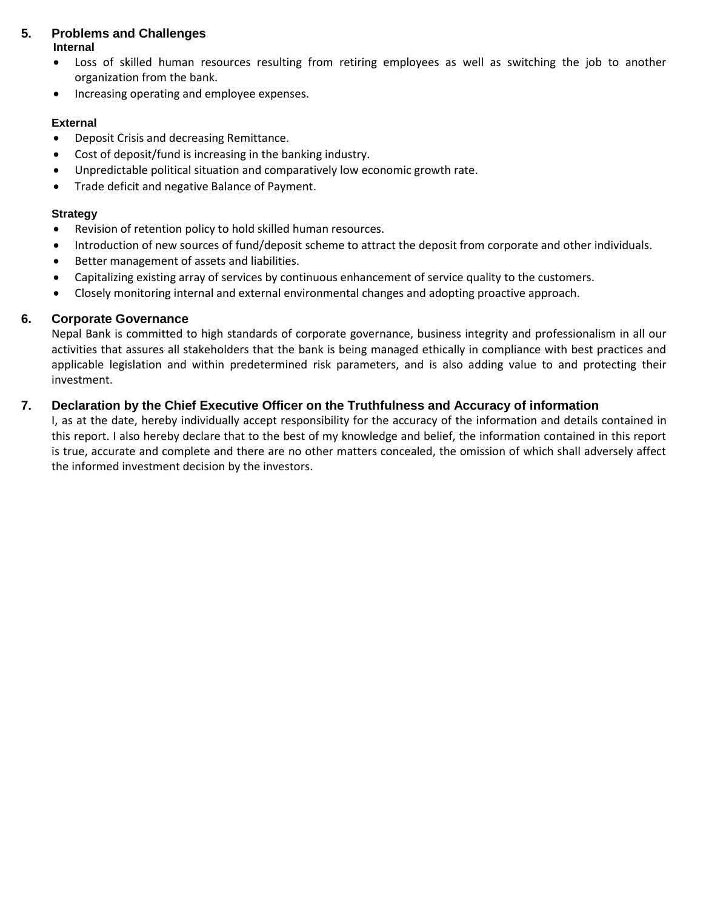## 5. Problems and Challenges

### Internal

- Loss of skilled human resources resulting from retiring employees as well as switching the job to another organization from the bank.
- Increasing operating and employee expenses.

### External

- Deposit Crisis and decreasing Remittance.
- Cost of deposit/fund is increasing in the banking industry.
- Unpredictable political situation and comparatively low economic growth rate.
- Trade deficit and negative Balance of Payment.

### Strategy

- Revision of retention policy to hold skilled human resources.
- Introduction of new sources of fund/deposit scheme to attract the deposit from corporate and other individuals.
- Better management of assets and liabilities.
- Capitalizing existing array of services by continuous enhancement of service quality to the customers.
- Closely monitoring internal and external environmental changes and adopting proactive approach.

## 6. Corporate Governance

Nepal Bank is committed to high standards of corporate governance, business integrity and professionalism in all our activities that assures all stakeholders that the bank is being managed ethically in compliance with best practices and applicable legislation and within predetermined risk parameters, and is also adding value to and protecting their investment.

## 7. Declaration by the Chief Executive Officer on the Truthfulness and Accuracy of information

I, as at the date, hereby individually accept responsibility for the accuracy of the information and details contained in this report. I also hereby declare that to the best of my knowledge and belief, the information contained in this report is true, accurate and complete and there are no other matters concealed, the omission of which shall adversely affect the informed investment decision by the investors.